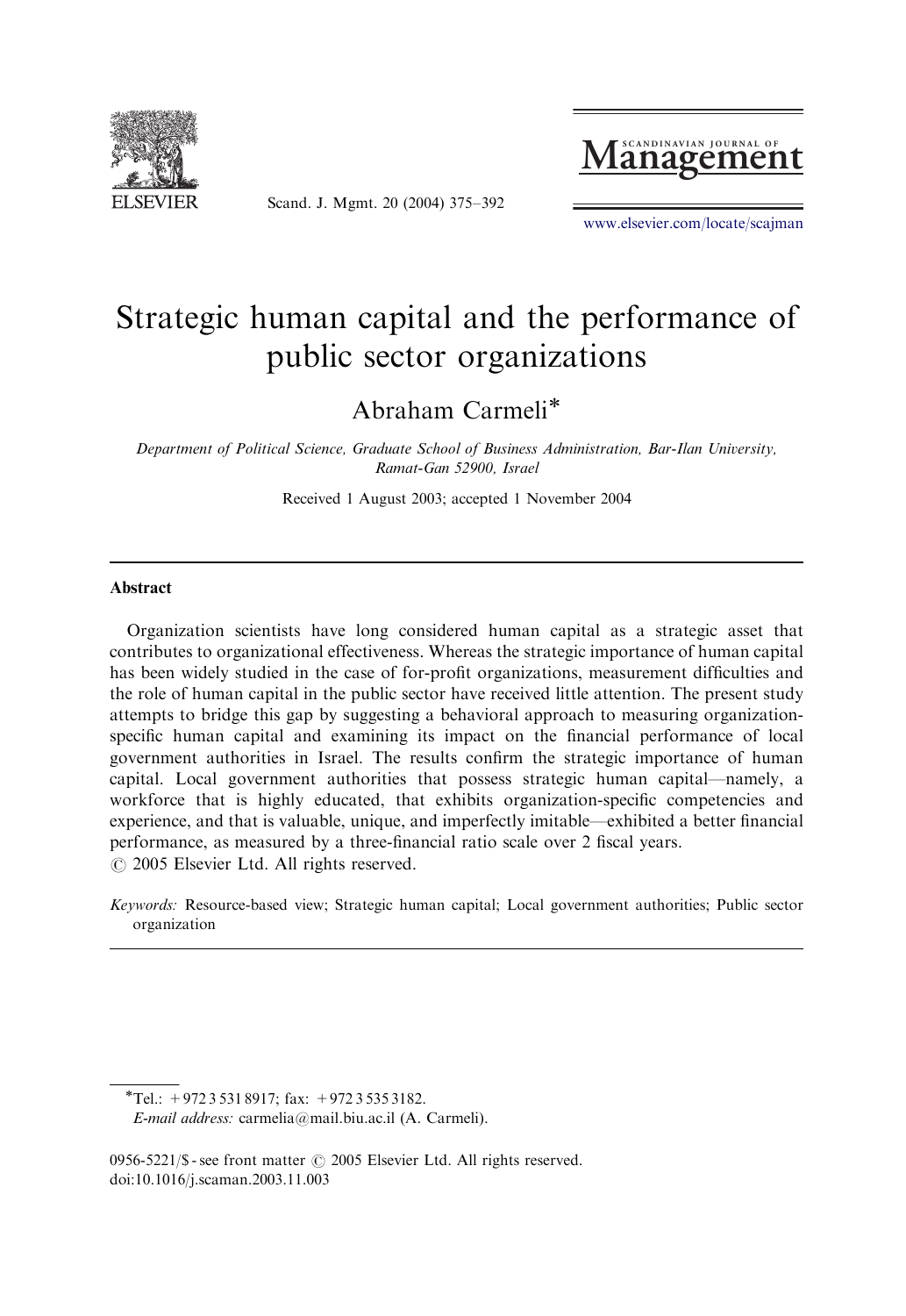# Strategic human capital and the performance of public sector organizations

Abraham Carmeli*

*Department of Political Science, Graduate School of Business Administration, Bar-Ilan University, Ramat-Gan 52900, Israel*

Received 1 August 2003; accepted 1 November 2004

## Abstract

Organization scientists have long considered human capital as a strategic asset that contributes to organizational effectiveness. Whereas the strategic importance of human capital has been widely studied in the case of for-profit organizations, measurement difficulties and the role of human capital in the public sector have received little attention. The present study attempts to bridge this gap by suggesting a behavioral approach to measuring organization-specific human capital and examining its impact on the financial performance of local government authorities in Israel. The results confirm the strategic importance of human capital. Local government authorities that possess strategic human capital—namely, a workforce that is highly educated, that exhibits organization-specific competencies and experience, and that is valuable, unique, and imperfectly imitable—exhibited a better financial performance, as measured by a three-financial ratio scale over 2 fiscal years.

© 2005 Elsevier Ltd. All rights reserved.

*Keywords:* Resource-based view; Strategic human capital; Local government authorities; Public sector organization

---

*Tel.: +972 3 531 8917; fax: +972 3 535 3182.

*E-mail address:* carmelia@mail.biu.ac.il (A. Carmeli).

0956-5221/$ - see front matter © 2005 Elsevier Ltd. All rights reserved.

doi:10.1016/j.scaman.2003.11.003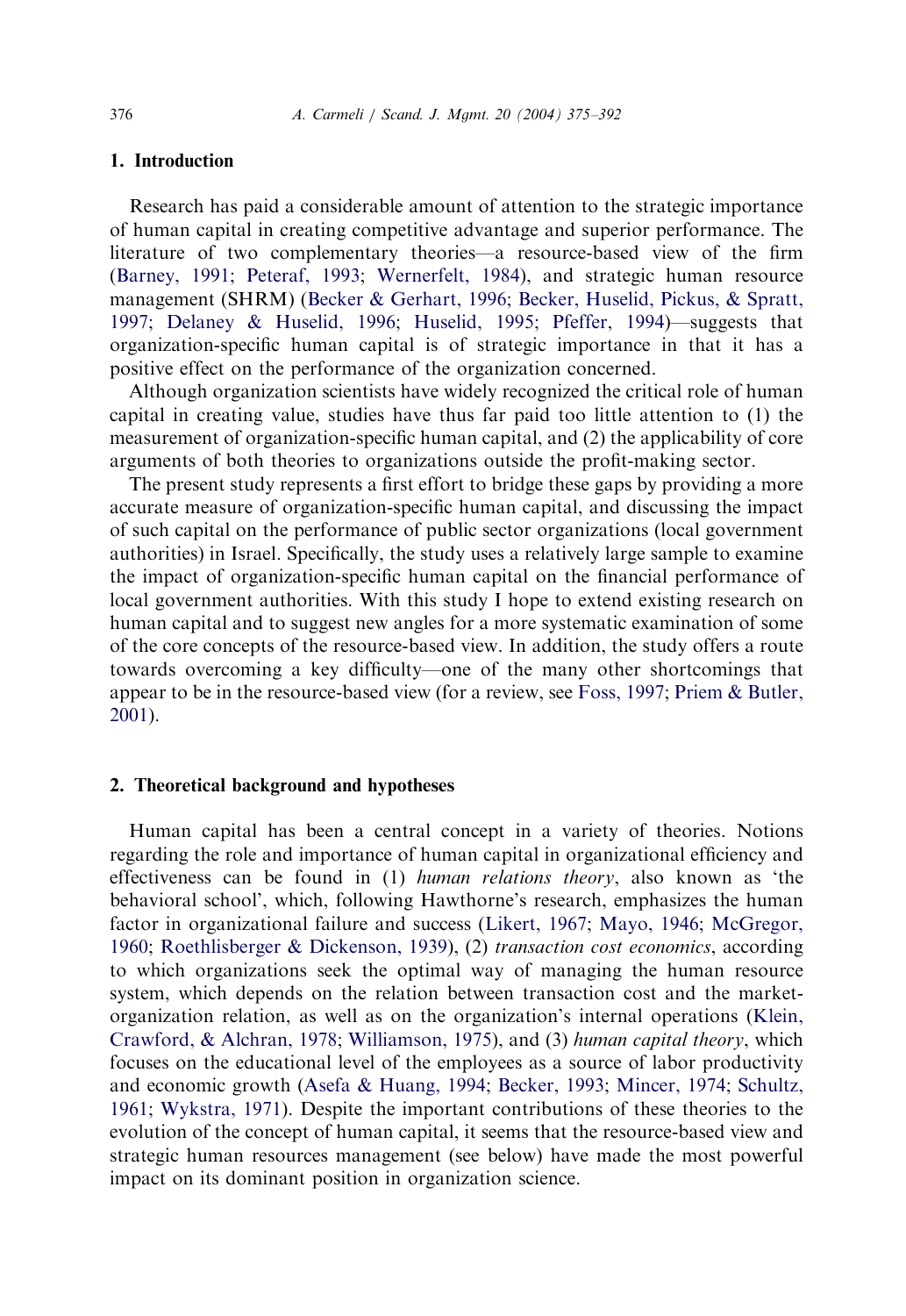## 1. Introduction

Research has paid a considerable amount of attention to the strategic importance of human capital in creating competitive advantage and superior performance. The literature of two complementary theories—a resource-based view of the firm (Barney, 1991; Peteraf, 1993; Wernerfelt, 1984), and strategic human resource management (SHRM) (Becker & Gerhart, 1996; Becker, Huselid, Pickus, & Spratt, 1997; Delaney & Huselid, 1996; Huselid, 1995; Pfeffer, 1994)—suggests that organization-specific human capital is of strategic importance in that it has a positive effect on the performance of the organization concerned.

Although organization scientists have widely recognized the critical role of human capital in creating value, studies have thus far paid too little attention to (1) the measurement of organization-specific human capital, and (2) the applicability of core arguments of both theories to organizations outside the profit-making sector.

The present study represents a first effort to bridge these gaps by providing a more accurate measure of organization-specific human capital, and discussing the impact of such capital on the performance of public sector organizations (local government authorities) in Israel. Specifically, the study uses a relatively large sample to examine the impact of organization-specific human capital on the financial performance of local government authorities. With this study I hope to extend existing research on human capital and to suggest new angles for a more systematic examination of some of the core concepts of the resource-based view. In addition, the study offers a route towards overcoming a key difficulty—one of the many other shortcomings that appear to be in the resource-based view (for a review, see Foss, 1997; Priem & Butler, 2001).

## 2. Theoretical background and hypotheses

Human capital has been a central concept in a variety of theories. Notions regarding the role and importance of human capital in organizational efficiency and effectiveness can be found in (1) *human relations theory*, also known as 'the behavioral school', which, following Hawthorne's research, emphasizes the human factor in organizational failure and success (Likert, 1967; Mayo, 1946; McGregor, 1960; Roethlisberger & Dickenson, 1939), (2) *transaction cost economics*, according to which organizations seek the optimal way of managing the human resource system, which depends on the relation between transaction cost and the market-organization relation, as well as on the organization's internal operations (Klein, Crawford, & Alchran, 1978; Williamson, 1975), and (3) *human capital theory*, which focuses on the educational level of the employees as a source of labor productivity and economic growth (Asefa & Huang, 1994; Becker, 1993; Mincer, 1974; Schultz, 1961; Wykstra, 1971). Despite the important contributions of these theories to the evolution of the concept of human capital, it seems that the resource-based view and strategic human resources management (see below) have made the most powerful impact on its dominant position in organization science.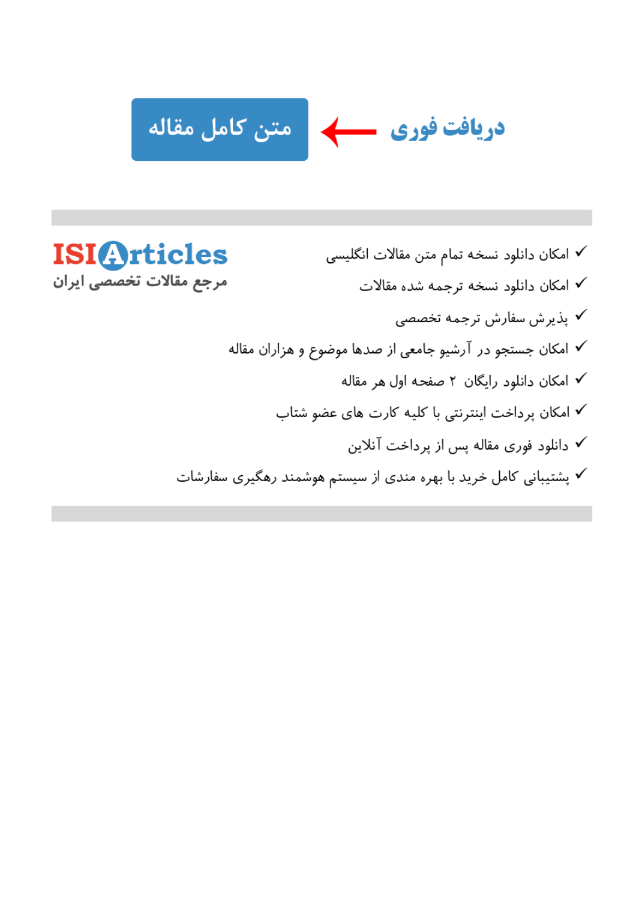دریافت فوری ← **متن کامل مقاله**

**ISIArticles**
مرجع مقالات تخصصی ایران

- ✓ امکان دانلود نسخه تمام متن مقالات انگلیسی
- ✓ امکان دانلود نسخه ترجمه شده مقالات
- ✓ پذیرش سفارش ترجمه تخصصی
- ✓ امکان جستجو در آرشیو جامعی از صدها موضوع و هزاران مقاله
- ✓ امکان دانلود رایگان ۲ صفحه اول هر مقاله
- ✓ امکان پرداخت اینترنتی با کلیه کارت های عضو شتاب
- ✓ دانلود فوری مقاله پس از پرداخت آنلاین
- ✓ پشتیبانی کامل خرید با بهره مندی از سیستم هوشمند رهگیری سفارشات